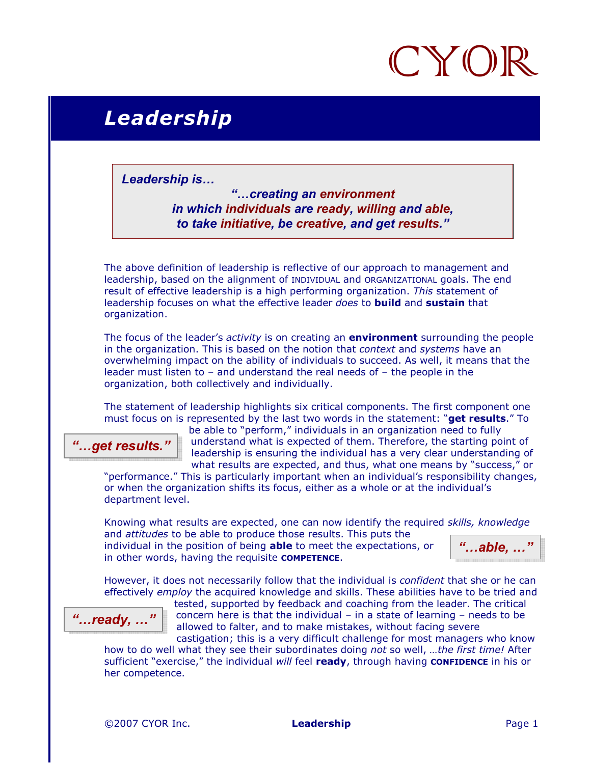CYOR

# Leadership

> ***Leadership is…***
>
> ***"…creating an environment in which individuals are ready, willing and able, to take initiative, be creative, and get results."***

The above definition of leadership is reflective of our approach to management and leadership, based on the alignment of INDIVIDUAL and ORGANIZATIONAL goals. The end result of effective leadership is a high performing organization. *This* statement of leadership focuses on what the effective leader *does* to **build** and **sustain** that organization.

The focus of the leader's *activity* is on creating an **environment** surrounding the people in the organization. This is based on the notion that *context* and *systems* have an overwhelming impact on the ability of individuals to succeed. As well, it means that the leader must listen to – and understand the real needs of – the people in the organization, both collectively and individually.

***"…get results."***

The statement of leadership highlights six critical components. The first component one must focus on is represented by the last two words in the statement: "**get results**." To be able to "perform," individuals in an organization need to fully understand what is expected of them. Therefore, the starting point of leadership is ensuring the individual has a very clear understanding of what results are expected, and thus, what one means by "success," or "performance." This is particularly important when an individual's responsibility changes, or when the organization shifts its focus, either as a whole or at the individual's department level.

***"…able, …"***

Knowing what results are expected, one can now identify the required *skills, knowledge* and *attitudes* to be able to produce those results. This puts the individual in the position of being **able** to meet the expectations, or in other words, having the requisite **COMPETENCE**.

***"…ready, …"***

However, it does not necessarily follow that the individual is *confident* that she or he can effectively *employ* the acquired knowledge and skills. These abilities have to be tried and tested, supported by feedback and coaching from the leader. The critical concern here is that the individual – in a state of learning – needs to be allowed to falter, and to make mistakes, without facing severe castigation; this is a very difficult challenge for most managers who know how to do well what they see their subordinates doing *not* so well, *…the first time!* After sufficient "exercise," the individual *will* feel **ready**, through having **CONFIDENCE** in his or her competence.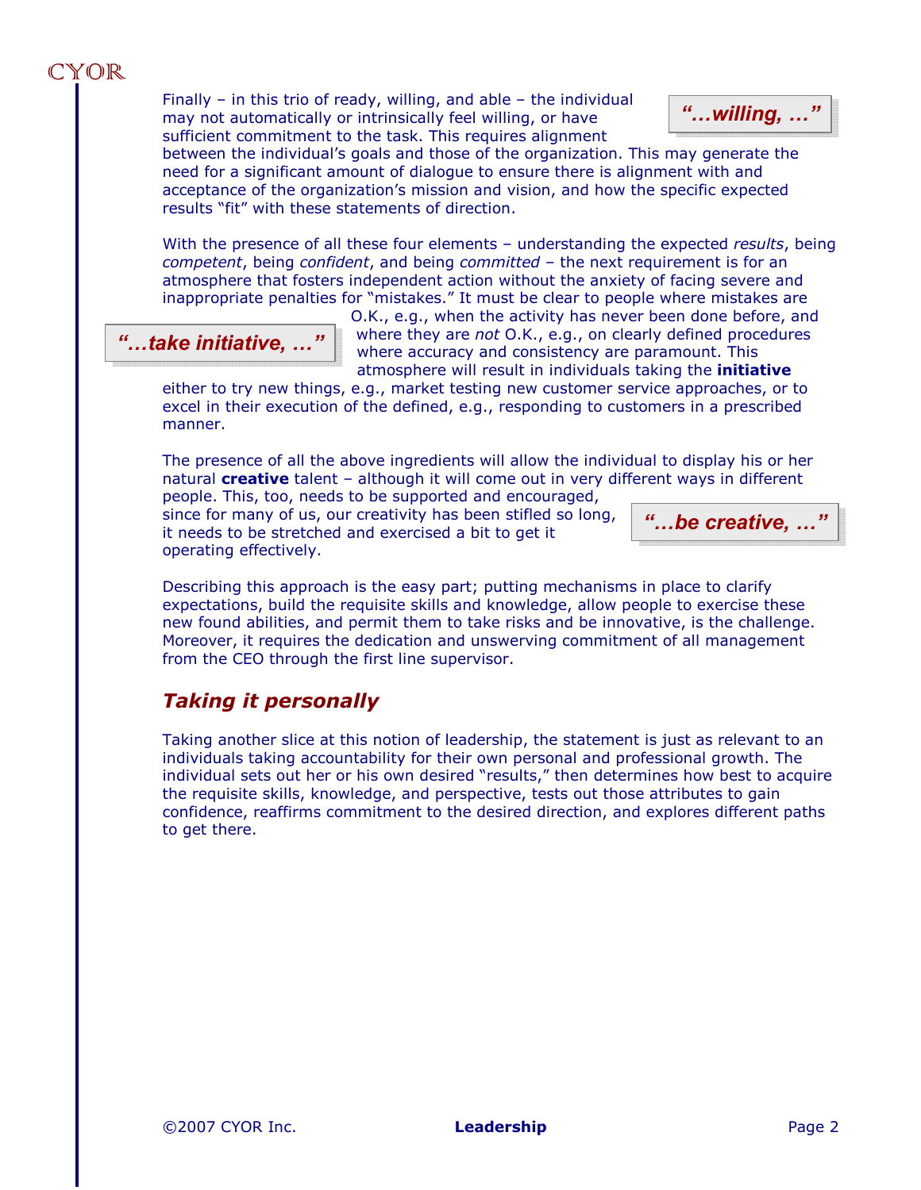Finally – in this trio of ready, willing, and able – the individual may not automatically or intrinsically feel willing, or have sufficient commitment to the task. This requires alignment between the individual's goals and those of the organization. This may generate the need for a significant amount of dialogue to ensure there is alignment with and acceptance of the organization's mission and vision, and how the specific expected results "fit" with these statements of direction.

***"…willing, …"***

With the presence of all these four elements – understanding the expected *results*, being *competent*, being *confident*, and being *committed* – the next requirement is for an atmosphere that fosters independent action without the anxiety of facing severe and inappropriate penalties for "mistakes." It must be clear to people where mistakes are O.K., e.g., when the activity has never been done before, and where they are *not* O.K., e.g., on clearly defined procedures where accuracy and consistency are paramount. This atmosphere will result in individuals taking the **initiative** either to try new things, e.g., market testing new customer service approaches, or to excel in their execution of the defined, e.g., responding to customers in a prescribed manner.

***"…take initiative, …"***

The presence of all the above ingredients will allow the individual to display his or her natural **creative** talent – although it will come out in very different ways in different people. This, too, needs to be supported and encouraged, since for many of us, our creativity has been stifled so long, it needs to be stretched and exercised a bit to get it operating effectively.

***"…be creative, …"***

Describing this approach is the easy part; putting mechanisms in place to clarify expectations, build the requisite skills and knowledge, allow people to exercise these new found abilities, and permit them to take risks and be innovative, is the challenge. Moreover, it requires the dedication and unswerving commitment of all management from the CEO through the first line supervisor.

## *Taking it personally*

Taking another slice at this notion of leadership, the statement is just as relevant to an individuals taking accountability for their own personal and professional growth. The individual sets out her or his own desired "results," then determines how best to acquire the requisite skills, knowledge, and perspective, tests out those attributes to gain confidence, reaffirms commitment to the desired direction, and explores different paths to get there.